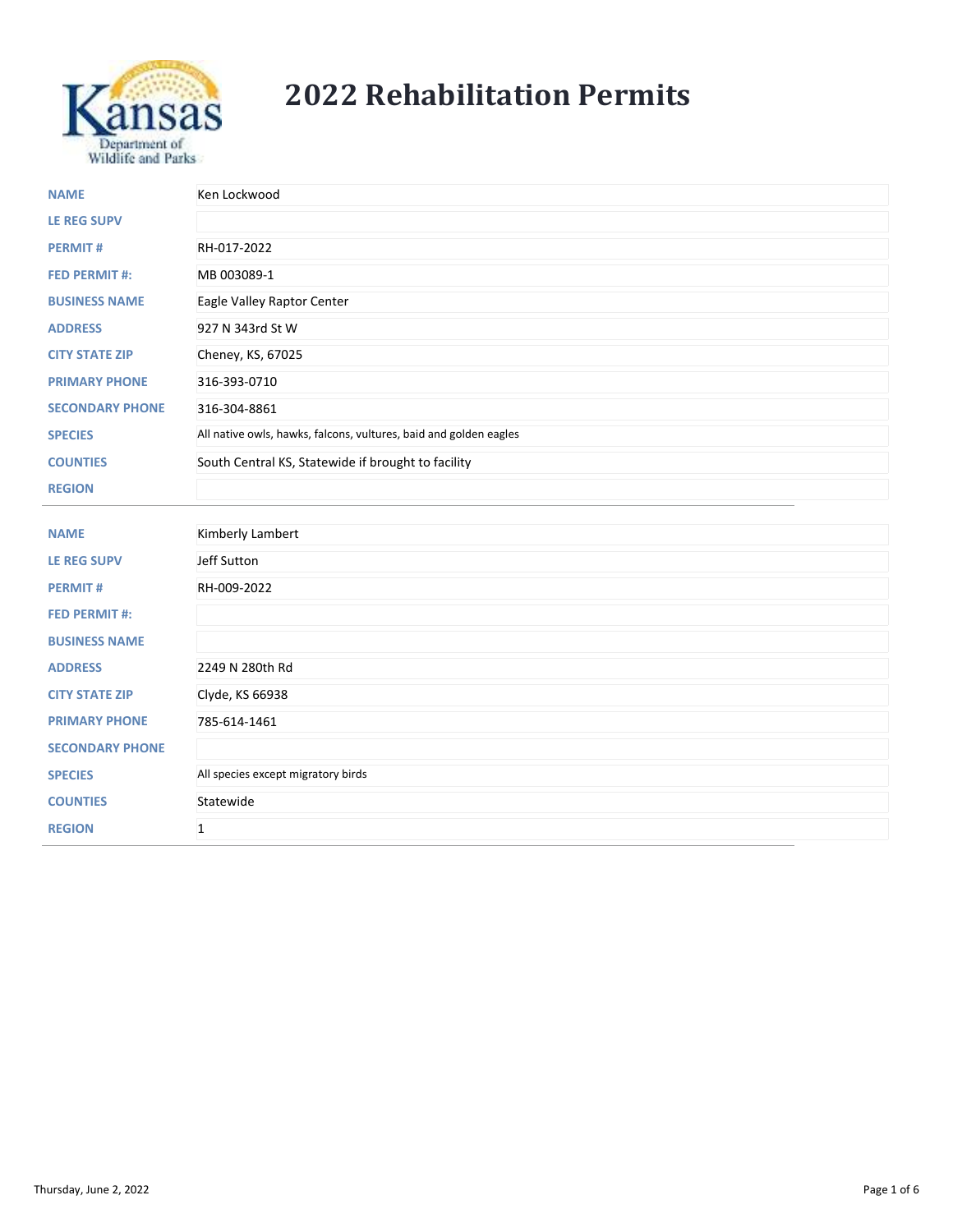# 2022 Rehabilitation Permits

| | |
|---|---|
| **NAME** | Ken Lockwood |
| **LE REG SUPV** | |
| **PERMIT #** | RH-017-2022 |
| **FED PERMIT #:** | MB 003089-1 |
| **BUSINESS NAME** | Eagle Valley Raptor Center |
| **ADDRESS** | 927 N 343rd St W |
| **CITY STATE ZIP** | Cheney, KS, 67025 |
| **PRIMARY PHONE** | 316-393-0710 |
| **SECONDARY PHONE** | 316-304-8861 |
| **SPECIES** | All native owls, hawks, falcons, vultures, baid and golden eagles |
| **COUNTIES** | South Central KS, Statewide if brought to facility |
| **REGION** | |

| | |
|---|---|
| **NAME** | Kimberly Lambert |
| **LE REG SUPV** | Jeff Sutton |
| **PERMIT #** | RH-009-2022 |
| **FED PERMIT #:** | |
| **BUSINESS NAME** | |
| **ADDRESS** | 2249 N 280th Rd |
| **CITY STATE ZIP** | Clyde, KS 66938 |
| **PRIMARY PHONE** | 785-614-1461 |
| **SECONDARY PHONE** | |
| **SPECIES** | All species except migratory birds |
| **COUNTIES** | Statewide |
| **REGION** | 1 |

Thursday, June 2, 2022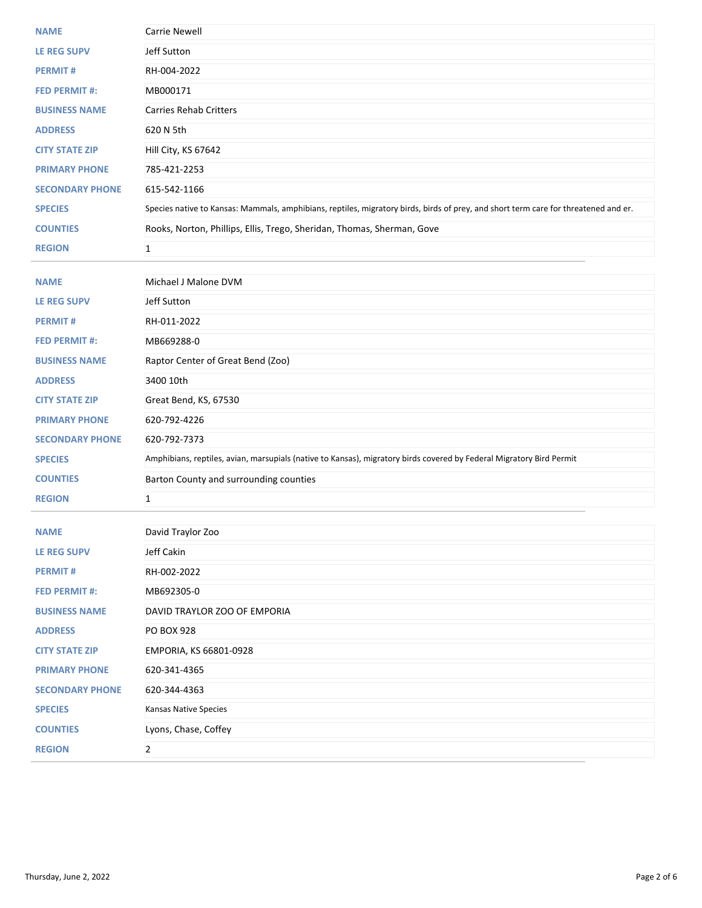| | |
|---|---|
| **NAME** | Carrie Newell |
| **LE REG SUPV** | Jeff Sutton |
| **PERMIT #** | RH-004-2022 |
| **FED PERMIT #:** | MB000171 |
| **BUSINESS NAME** | Carries Rehab Critters |
| **ADDRESS** | 620 N 5th |
| **CITY STATE ZIP** | Hill City, KS 67642 |
| **PRIMARY PHONE** | 785-421-2253 |
| **SECONDARY PHONE** | 615-542-1166 |
| **SPECIES** | Species native to Kansas: Mammals, amphibians, reptiles, migratory birds, birds of prey, and short term care for threatened and er. |
| **COUNTIES** | Rooks, Norton, Phillips, Ellis, Trego, Sheridan, Thomas, Sherman, Gove |
| **REGION** | 1 |

| | |
|---|---|
| **NAME** | Michael J Malone DVM |
| **LE REG SUPV** | Jeff Sutton |
| **PERMIT #** | RH-011-2022 |
| **FED PERMIT #:** | MB669288-0 |
| **BUSINESS NAME** | Raptor Center of Great Bend (Zoo) |
| **ADDRESS** | 3400 10th |
| **CITY STATE ZIP** | Great Bend, KS, 67530 |
| **PRIMARY PHONE** | 620-792-4226 |
| **SECONDARY PHONE** | 620-792-7373 |
| **SPECIES** | Amphibians, reptiles, avian, marsupials (native to Kansas), migratory birds covered by Federal Migratory Bird Permit |
| **COUNTIES** | Barton County and surrounding counties |
| **REGION** | 1 |

| | |
|---|---|
| **NAME** | David Traylor Zoo |
| **LE REG SUPV** | Jeff Cakin |
| **PERMIT #** | RH-002-2022 |
| **FED PERMIT #:** | MB692305-0 |
| **BUSINESS NAME** | DAVID TRAYLOR ZOO OF EMPORIA |
| **ADDRESS** | PO BOX 928 |
| **CITY STATE ZIP** | EMPORIA, KS 66801-0928 |
| **PRIMARY PHONE** | 620-341-4365 |
| **SECONDARY PHONE** | 620-344-4363 |
| **SPECIES** | Kansas Native Species |
| **COUNTIES** | Lyons, Chase, Coffey |
| **REGION** | 2 |

Thursday, June 2, 2022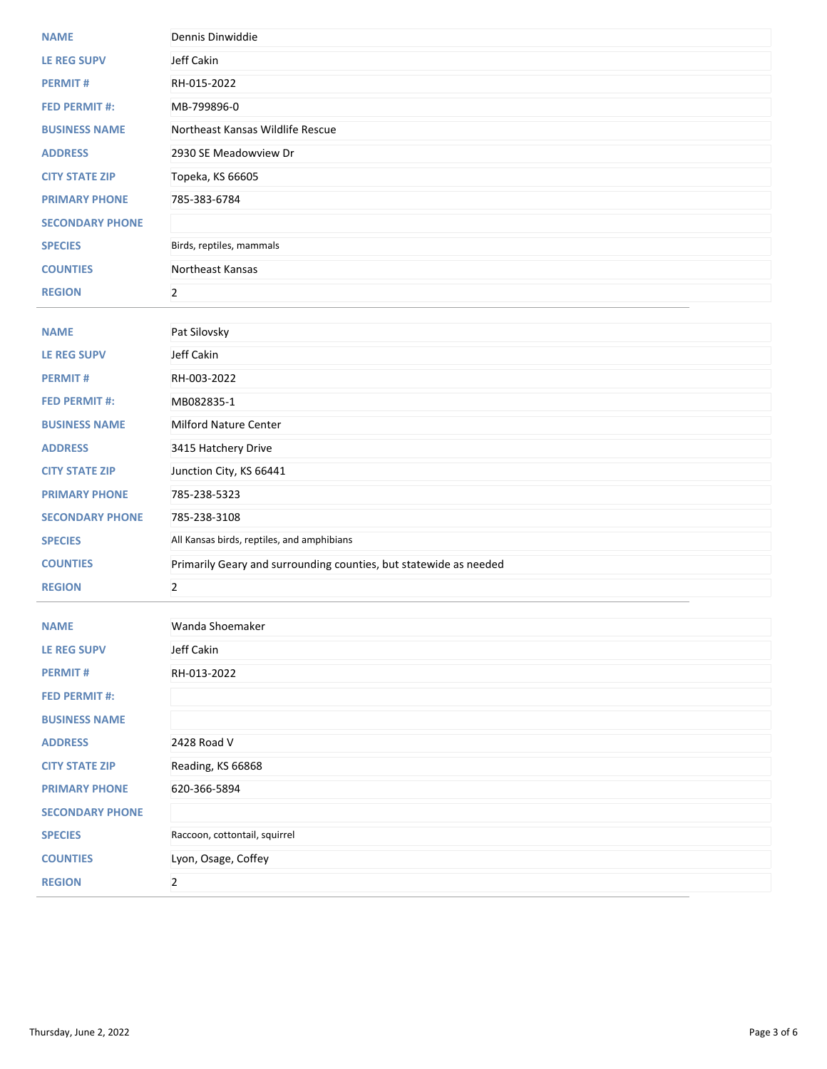| | |
|---|---|
| **NAME** | Dennis Dinwiddie |
| **LE REG SUPV** | Jeff Cakin |
| **PERMIT #** | RH-015-2022 |
| **FED PERMIT #:** | MB-799896-0 |
| **BUSINESS NAME** | Northeast Kansas Wildlife Rescue |
| **ADDRESS** | 2930 SE Meadowview Dr |
| **CITY STATE ZIP** | Topeka, KS 66605 |
| **PRIMARY PHONE** | 785-383-6784 |
| **SECONDARY PHONE** | |
| **SPECIES** | Birds, reptiles, mammals |
| **COUNTIES** | Northeast Kansas |
| **REGION** | 2 |

---

| | |
|---|---|
| **NAME** | Pat Silovsky |
| **LE REG SUPV** | Jeff Cakin |
| **PERMIT #** | RH-003-2022 |
| **FED PERMIT #:** | MB082835-1 |
| **BUSINESS NAME** | Milford Nature Center |
| **ADDRESS** | 3415 Hatchery Drive |
| **CITY STATE ZIP** | Junction City, KS 66441 |
| **PRIMARY PHONE** | 785-238-5323 |
| **SECONDARY PHONE** | 785-238-3108 |
| **SPECIES** | All Kansas birds, reptiles, and amphibians |
| **COUNTIES** | Primarily Geary and surrounding counties, but statewide as needed |
| **REGION** | 2 |

---

| | |
|---|---|
| **NAME** | Wanda Shoemaker |
| **LE REG SUPV** | Jeff Cakin |
| **PERMIT #** | RH-013-2022 |
| **FED PERMIT #:** | |
| **BUSINESS NAME** | |
| **ADDRESS** | 2428 Road V |
| **CITY STATE ZIP** | Reading, KS 66868 |
| **PRIMARY PHONE** | 620-366-5894 |
| **SECONDARY PHONE** | |
| **SPECIES** | Raccoon, cottontail, squirrel |
| **COUNTIES** | Lyon, Osage, Coffey |
| **REGION** | 2 |

---

Thursday, June 2, 2022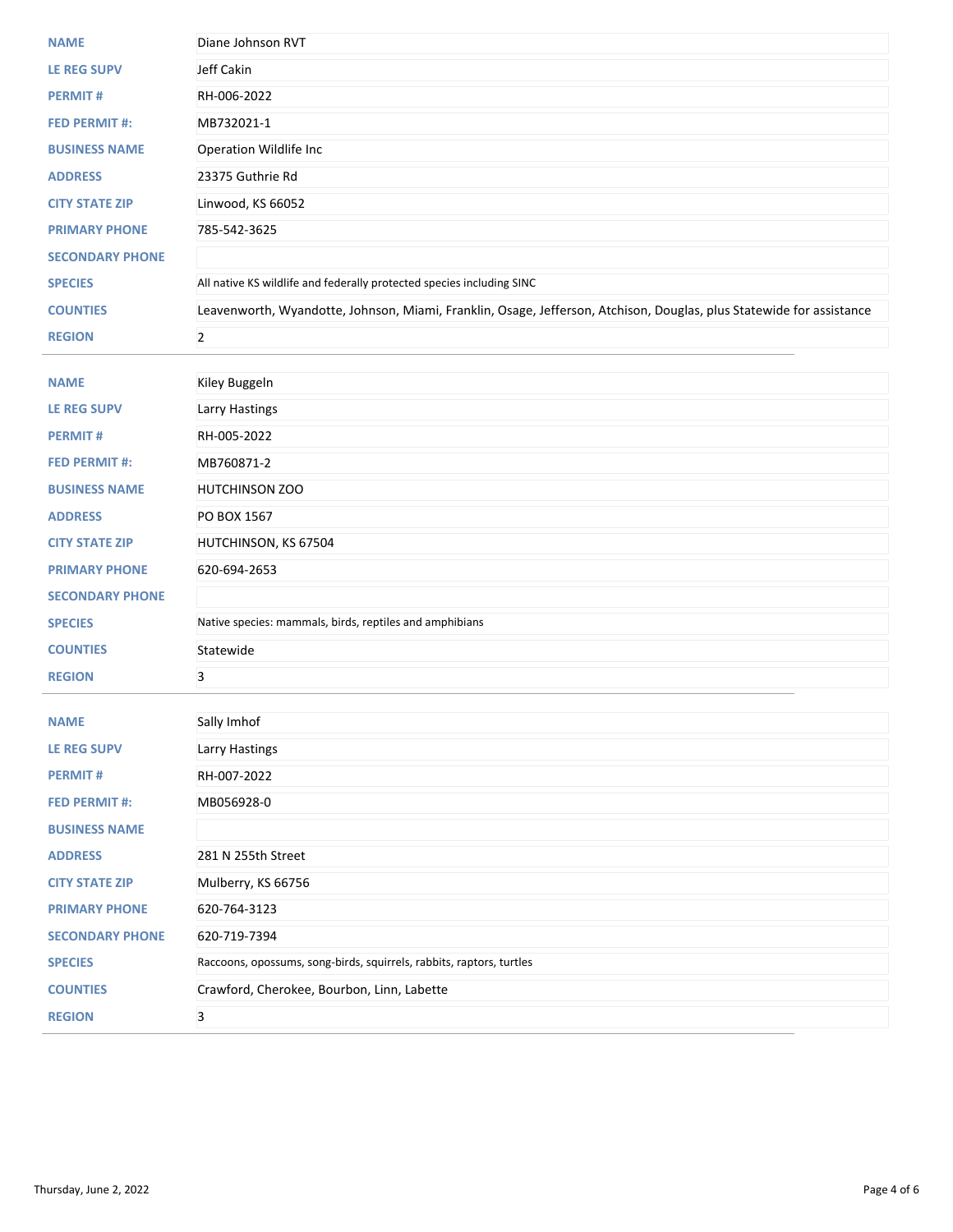| | |
|---|---|
| **NAME** | Diane Johnson RVT |
| **LE REG SUPV** | Jeff Cakin |
| **PERMIT #** | RH-006-2022 |
| **FED PERMIT #:** | MB732021-1 |
| **BUSINESS NAME** | Operation Wildlife Inc |
| **ADDRESS** | 23375 Guthrie Rd |
| **CITY STATE ZIP** | Linwood, KS 66052 |
| **PRIMARY PHONE** | 785-542-3625 |
| **SECONDARY PHONE** | |
| **SPECIES** | All native KS wildlife and federally protected species including SINC |
| **COUNTIES** | Leavenworth, Wyandotte, Johnson, Miami, Franklin, Osage, Jefferson, Atchison, Douglas, plus Statewide for assistance |
| **REGION** | 2 |

---

| | |
|---|---|
| **NAME** | Kiley Buggeln |
| **LE REG SUPV** | Larry Hastings |
| **PERMIT #** | RH-005-2022 |
| **FED PERMIT #:** | MB760871-2 |
| **BUSINESS NAME** | HUTCHINSON ZOO |
| **ADDRESS** | PO BOX 1567 |
| **CITY STATE ZIP** | HUTCHINSON, KS 67504 |
| **PRIMARY PHONE** | 620-694-2653 |
| **SECONDARY PHONE** | |
| **SPECIES** | Native species: mammals, birds, reptiles and amphibians |
| **COUNTIES** | Statewide |
| **REGION** | 3 |

---

| | |
|---|---|
| **NAME** | Sally Imhof |
| **LE REG SUPV** | Larry Hastings |
| **PERMIT #** | RH-007-2022 |
| **FED PERMIT #:** | MB056928-0 |
| **BUSINESS NAME** | |
| **ADDRESS** | 281 N 255th Street |
| **CITY STATE ZIP** | Mulberry, KS 66756 |
| **PRIMARY PHONE** | 620-764-3123 |
| **SECONDARY PHONE** | 620-719-7394 |
| **SPECIES** | Raccoons, opossums, song-birds, squirrels, rabbits, raptors, turtles |
| **COUNTIES** | Crawford, Cherokee, Bourbon, Linn, Labette |
| **REGION** | 3 |

Thursday, June 2, 2022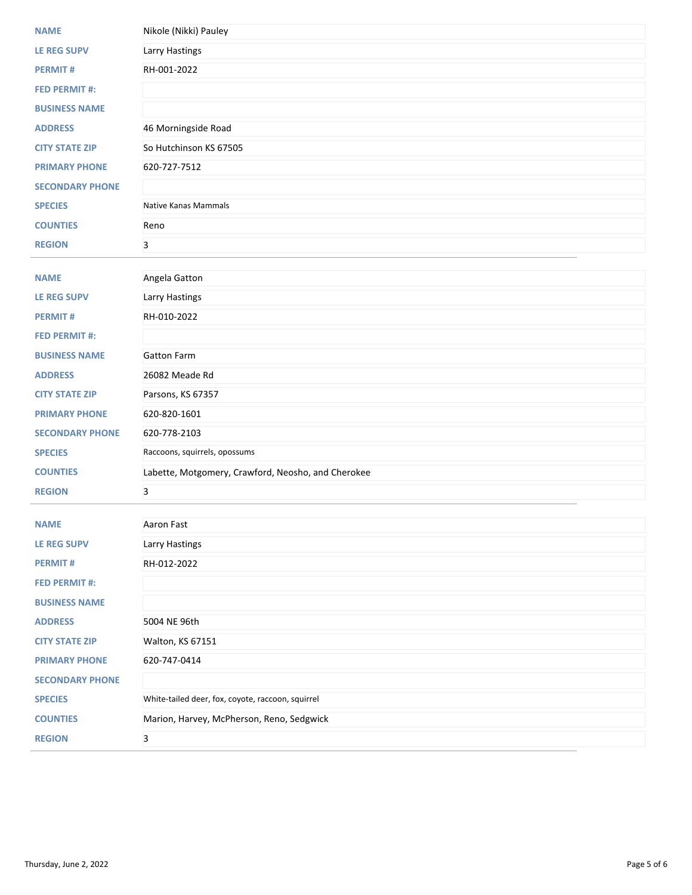| | |
|---|---|
| **NAME** | Nikole (Nikki) Pauley |
| **LE REG SUPV** | Larry Hastings |
| **PERMIT #** | RH-001-2022 |
| **FED PERMIT #:** | |
| **BUSINESS NAME** | |
| **ADDRESS** | 46 Morningside Road |
| **CITY STATE ZIP** | So Hutchinson KS 67505 |
| **PRIMARY PHONE** | 620-727-7512 |
| **SECONDARY PHONE** | |
| **SPECIES** | Native Kanas Mammals |
| **COUNTIES** | Reno |
| **REGION** | 3 |

---

| | |
|---|---|
| **NAME** | Angela Gatton |
| **LE REG SUPV** | Larry Hastings |
| **PERMIT #** | RH-010-2022 |
| **FED PERMIT #:** | |
| **BUSINESS NAME** | Gatton Farm |
| **ADDRESS** | 26082 Meade Rd |
| **CITY STATE ZIP** | Parsons, KS 67357 |
| **PRIMARY PHONE** | 620-820-1601 |
| **SECONDARY PHONE** | 620-778-2103 |
| **SPECIES** | Raccoons, squirrels, opossums |
| **COUNTIES** | Labette, Motgomery, Crawford, Neosho, and Cherokee |
| **REGION** | 3 |

---

| | |
|---|---|
| **NAME** | Aaron Fast |
| **LE REG SUPV** | Larry Hastings |
| **PERMIT #** | RH-012-2022 |
| **FED PERMIT #:** | |
| **BUSINESS NAME** | |
| **ADDRESS** | 5004 NE 96th |
| **CITY STATE ZIP** | Walton, KS 67151 |
| **PRIMARY PHONE** | 620-747-0414 |
| **SECONDARY PHONE** | |
| **SPECIES** | White-tailed deer, fox, coyote, raccoon, squirrel |
| **COUNTIES** | Marion, Harvey, McPherson, Reno, Sedgwick |
| **REGION** | 3 |

---

Thursday, June 2, 2022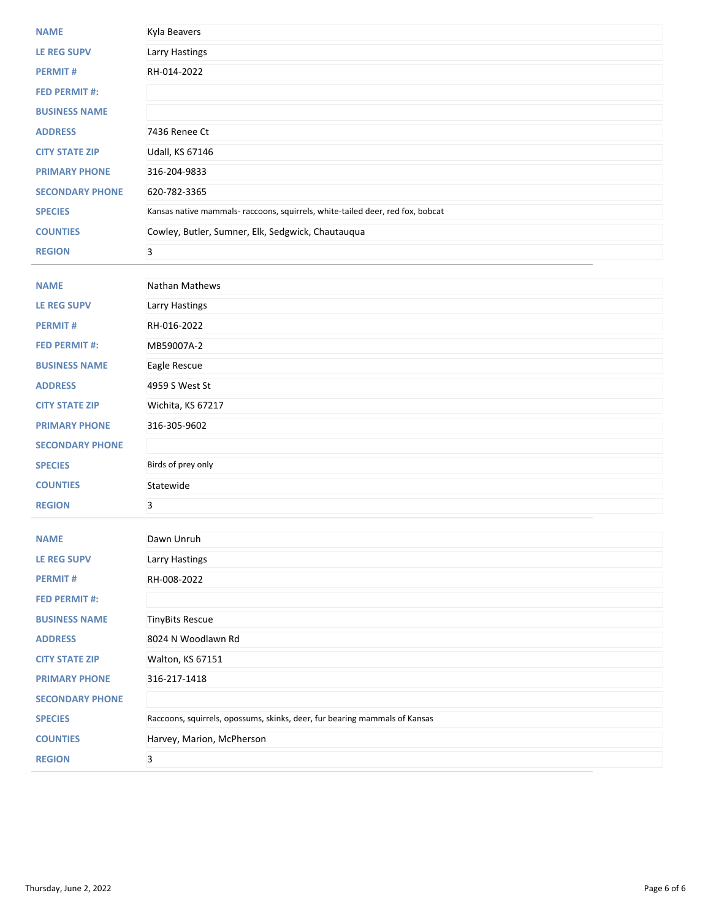| | |
|---|---|
| **NAME** | Kyla Beavers |
| **LE REG SUPV** | Larry Hastings |
| **PERMIT #** | RH-014-2022 |
| **FED PERMIT #:** | |
| **BUSINESS NAME** | |
| **ADDRESS** | 7436 Renee Ct |
| **CITY STATE ZIP** | Udall, KS 67146 |
| **PRIMARY PHONE** | 316-204-9833 |
| **SECONDARY PHONE** | 620-782-3365 |
| **SPECIES** | Kansas native mammals- raccoons, squirrels, white-tailed deer, red fox, bobcat |
| **COUNTIES** | Cowley, Butler, Sumner, Elk, Sedgwick, Chautauqua |
| **REGION** | 3 |

---

| | |
|---|---|
| **NAME** | Nathan Mathews |
| **LE REG SUPV** | Larry Hastings |
| **PERMIT #** | RH-016-2022 |
| **FED PERMIT #:** | MB59007A-2 |
| **BUSINESS NAME** | Eagle Rescue |
| **ADDRESS** | 4959 S West St |
| **CITY STATE ZIP** | Wichita, KS 67217 |
| **PRIMARY PHONE** | 316-305-9602 |
| **SECONDARY PHONE** | |
| **SPECIES** | Birds of prey only |
| **COUNTIES** | Statewide |
| **REGION** | 3 |

---

| | |
|---|---|
| **NAME** | Dawn Unruh |
| **LE REG SUPV** | Larry Hastings |
| **PERMIT #** | RH-008-2022 |
| **FED PERMIT #:** | |
| **BUSINESS NAME** | TinyBits Rescue |
| **ADDRESS** | 8024 N Woodlawn Rd |
| **CITY STATE ZIP** | Walton, KS 67151 |
| **PRIMARY PHONE** | 316-217-1418 |
| **SECONDARY PHONE** | |
| **SPECIES** | Raccoons, squirrels, opossums, skinks, deer, fur bearing mammals of Kansas |
| **COUNTIES** | Harvey, Marion, McPherson |
| **REGION** | 3 |

---

Thursday, June 2, 2022